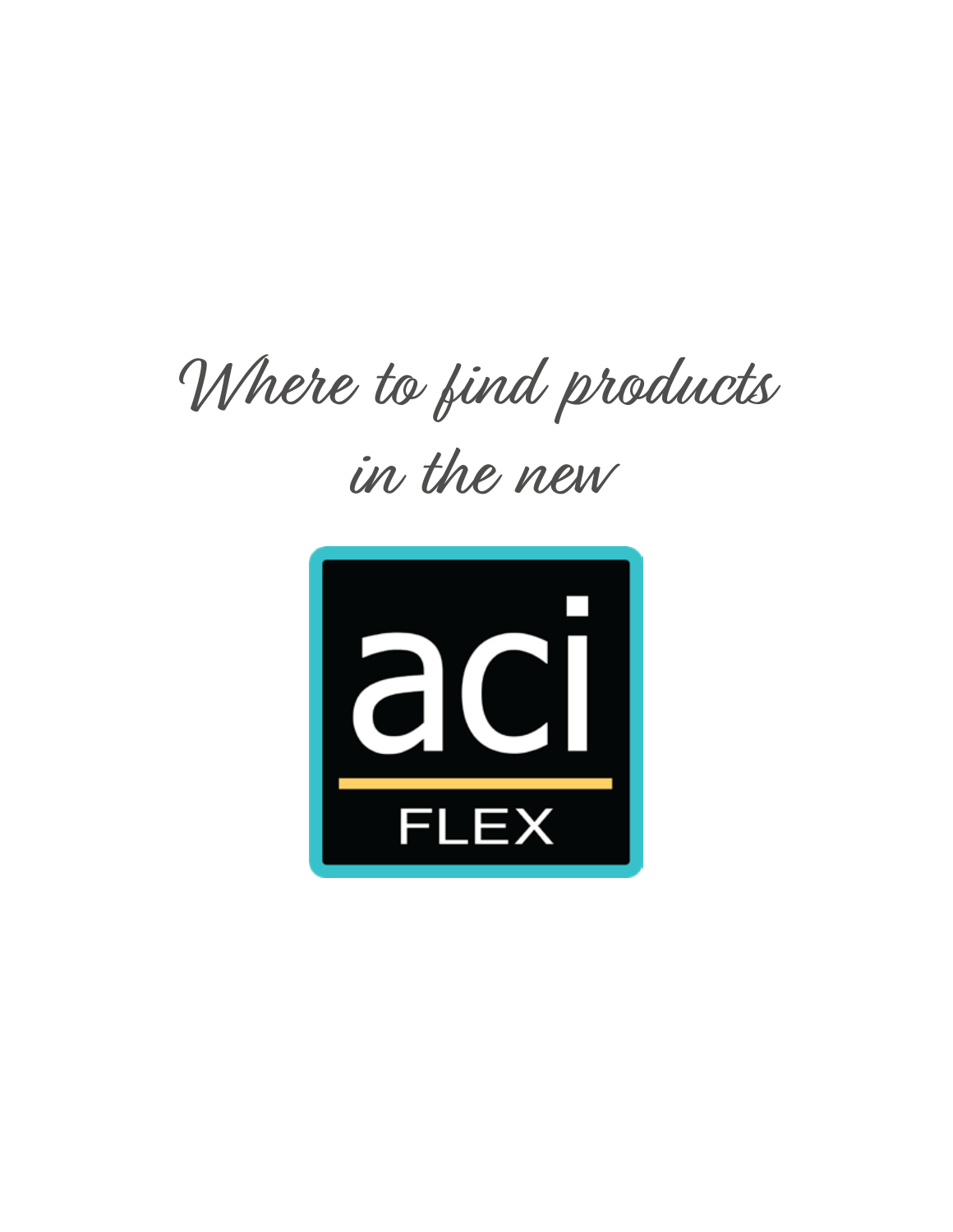# Where to find products in the new

aci

FLEX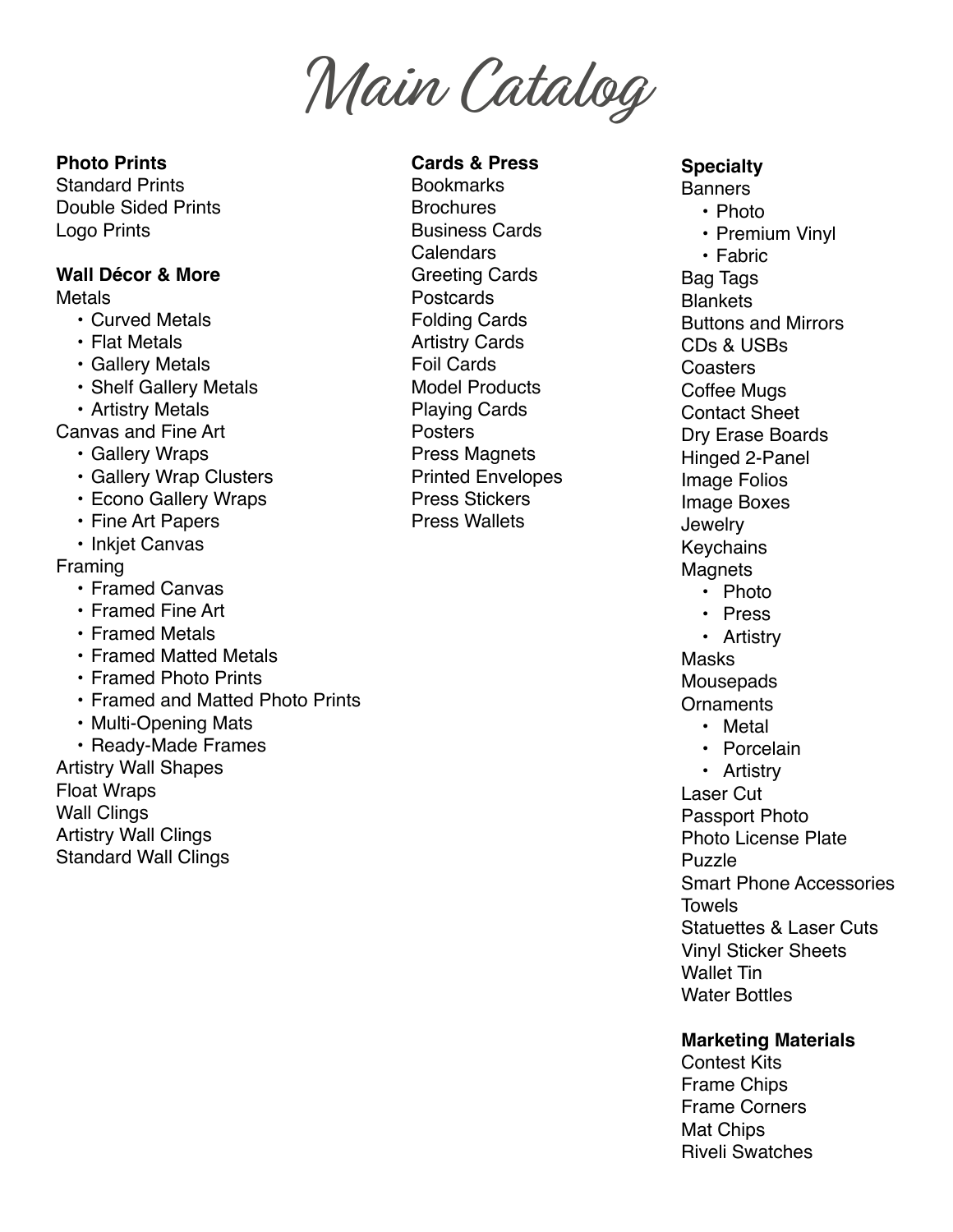# Main Catalog

**Photo Prints**

Standard Prints
Double Sided Prints
Logo Prints

**Wall Décor & More**

Metals
- Curved Metals
- Flat Metals
- Gallery Metals
- Shelf Gallery Metals
- Artistry Metals

Canvas and Fine Art
- Gallery Wraps
- Gallery Wrap Clusters
- Econo Gallery Wraps
- Fine Art Papers
- Inkjet Canvas

Framing
- Framed Canvas
- Framed Fine Art
- Framed Metals
- Framed Matted Metals
- Framed Photo Prints
- Framed and Matted Photo Prints
- Multi-Opening Mats
- Ready-Made Frames

Artistry Wall Shapes
Float Wraps
Wall Clings
Artistry Wall Clings
Standard Wall Clings

**Cards & Press**

Bookmarks
Brochures
Business Cards
Calendars
Greeting Cards
Postcards
Folding Cards
Artistry Cards
Foil Cards
Model Products
Playing Cards
Posters
Press Magnets
Printed Envelopes
Press Stickers
Press Wallets

**Specialty**

Banners
- Photo
- Premium Vinyl
- Fabric

Bag Tags
Blankets
Buttons and Mirrors
CDs & USBs
Coasters
Coffee Mugs
Contact Sheet
Dry Erase Boards
Hinged 2-Panel
Image Folios
Image Boxes
Jewelry
Keychains
Magnets
- Photo
- Press
- Artistry

Masks
Mousepads
Ornaments
- Metal
- Porcelain
- Artistry

Laser Cut
Passport Photo
Photo License Plate
Puzzle
Smart Phone Accessories
Towels
Statuettes & Laser Cuts
Vinyl Sticker Sheets
Wallet Tin
Water Bottles

**Marketing Materials**

Contest Kits
Frame Chips
Frame Corners
Mat Chips
Riveli Swatches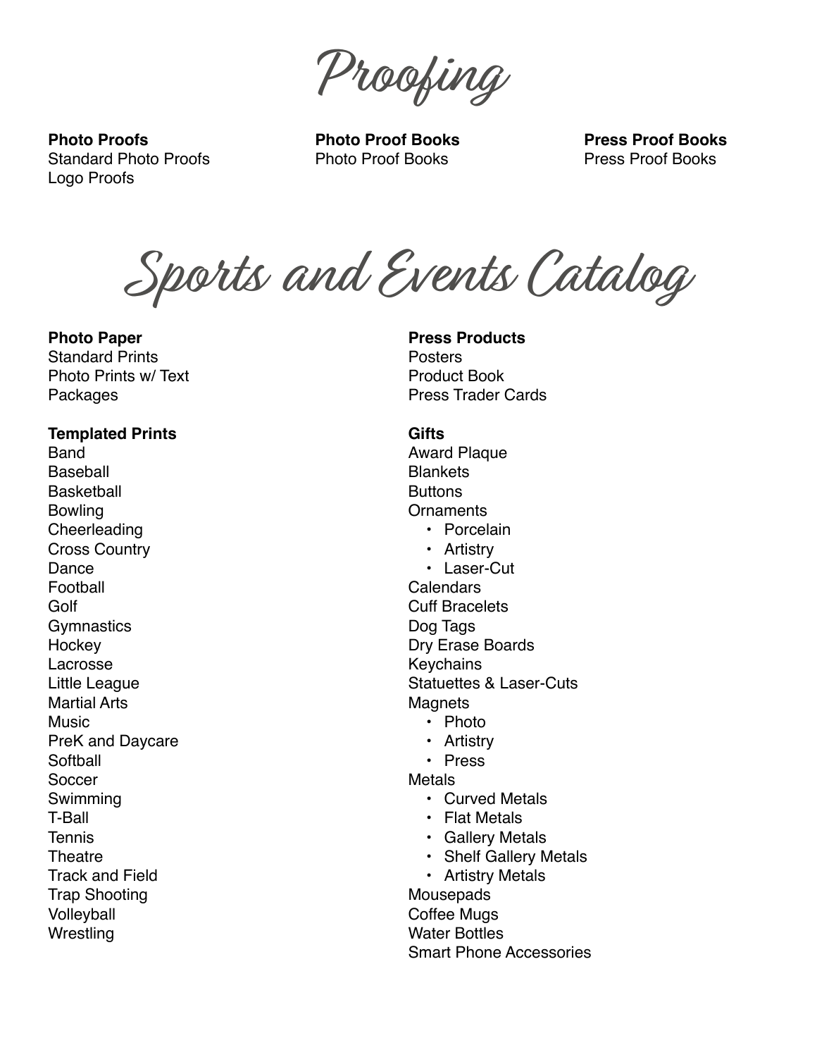# Proofing

**Photo Proofs**
Standard Photo Proofs
Logo Proofs

**Photo Proof Books**
Photo Proof Books

**Press Proof Books**
Press Proof Books

# Sports and Events Catalog

**Photo Paper**
Standard Prints
Photo Prints w/ Text
Packages

**Templated Prints**
Band
Baseball
Basketball
Bowling
Cheerleading
Cross Country
Dance
Football
Golf
Gymnastics
Hockey
Lacrosse
Little League
Martial Arts
Music
PreK and Daycare
Softball
Soccer
Swimming
T-Ball
Tennis
Theatre
Track and Field
Trap Shooting
Volleyball
Wrestling

**Press Products**
Posters
Product Book
Press Trader Cards

**Gifts**
Award Plaque
Blankets
Buttons
Ornaments
- Porcelain
- Artistry
- Laser-Cut

Calendars
Cuff Bracelets
Dog Tags
Dry Erase Boards
Keychains
Statuettes & Laser-Cuts
Magnets
- Photo
- Artistry
- Press

Metals
- Curved Metals
- Flat Metals
- Gallery Metals
- Shelf Gallery Metals
- Artistry Metals

Mousepads
Coffee Mugs
Water Bottles
Smart Phone Accessories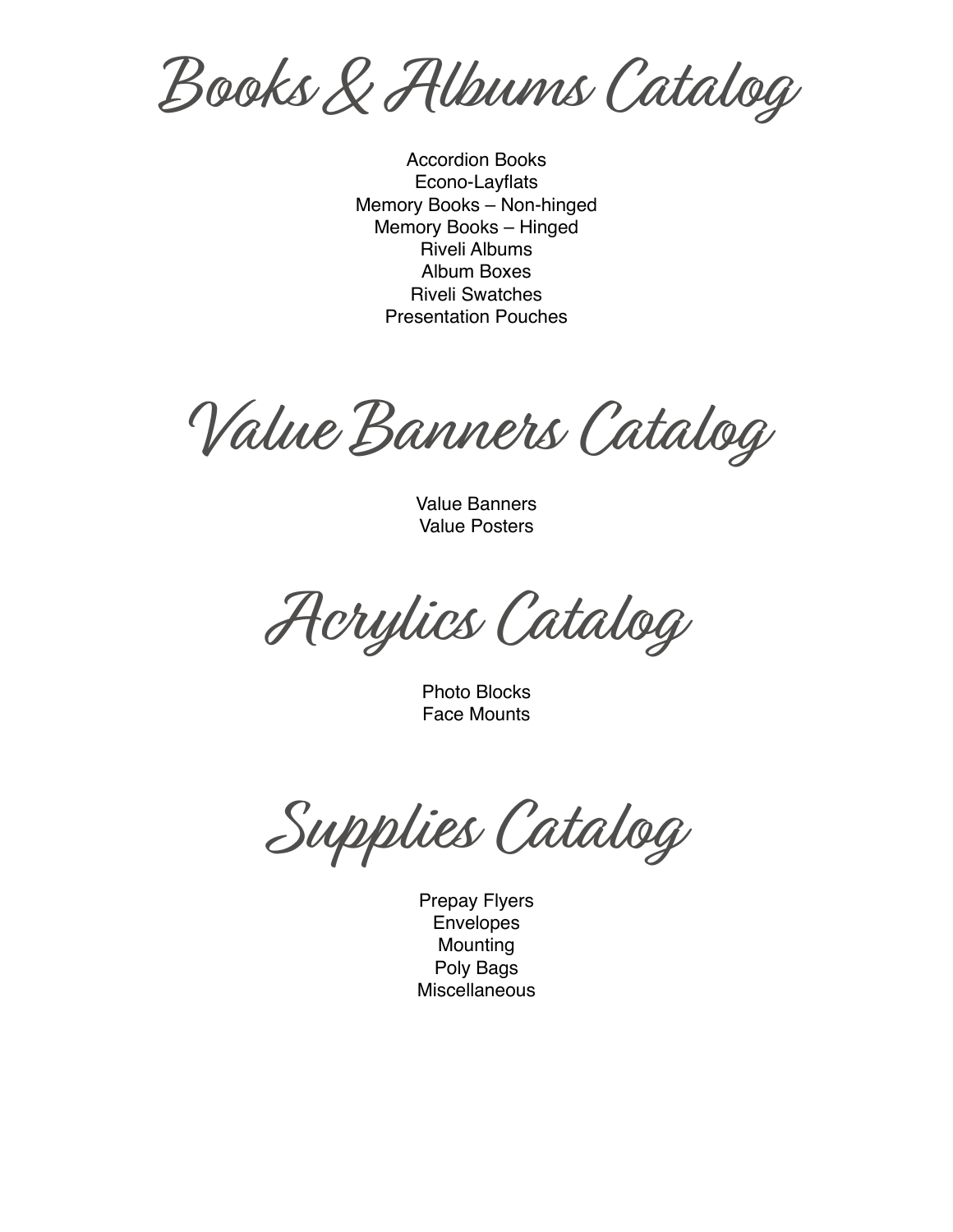# Books & Albums Catalog

Accordion Books
Econo-Layflats
Memory Books – Non-hinged
Memory Books – Hinged
Riveli Albums
Album Boxes
Riveli Swatches
Presentation Pouches

# Value Banners Catalog

Value Banners
Value Posters

# Acrylics Catalog

Photo Blocks
Face Mounts

# Supplies Catalog

Prepay Flyers
Envelopes
Mounting
Poly Bags
Miscellaneous